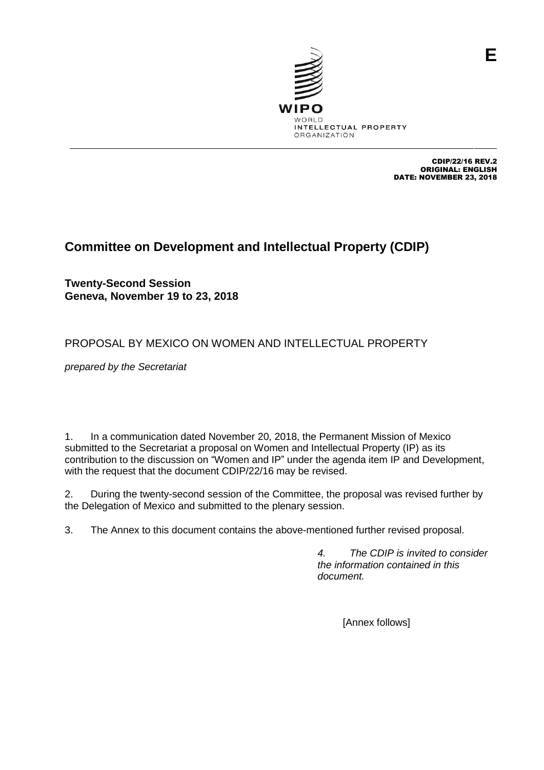E

WIPO
WORLD
INTELLECTUAL PROPERTY
ORGANIZATION

CDIP/22/16 REV.2
ORIGINAL: ENGLISH
DATE: NOVEMBER 23, 2018

# Committee on Development and Intellectual Property (CDIP)

**Twenty-Second Session**
**Geneva, November 19 to 23, 2018**

## PROPOSAL BY MEXICO ON WOMEN AND INTELLECTUAL PROPERTY

*prepared by the Secretariat*

1. In a communication dated November 20, 2018, the Permanent Mission of Mexico submitted to the Secretariat a proposal on Women and Intellectual Property (IP) as its contribution to the discussion on "Women and IP" under the agenda item IP and Development, with the request that the document CDIP/22/16 may be revised.

2. During the twenty-second session of the Committee, the proposal was revised further by the Delegation of Mexico and submitted to the plenary session.

3. The Annex to this document contains the above-mentioned further revised proposal.

*4. The CDIP is invited to consider the information contained in this document.*

[Annex follows]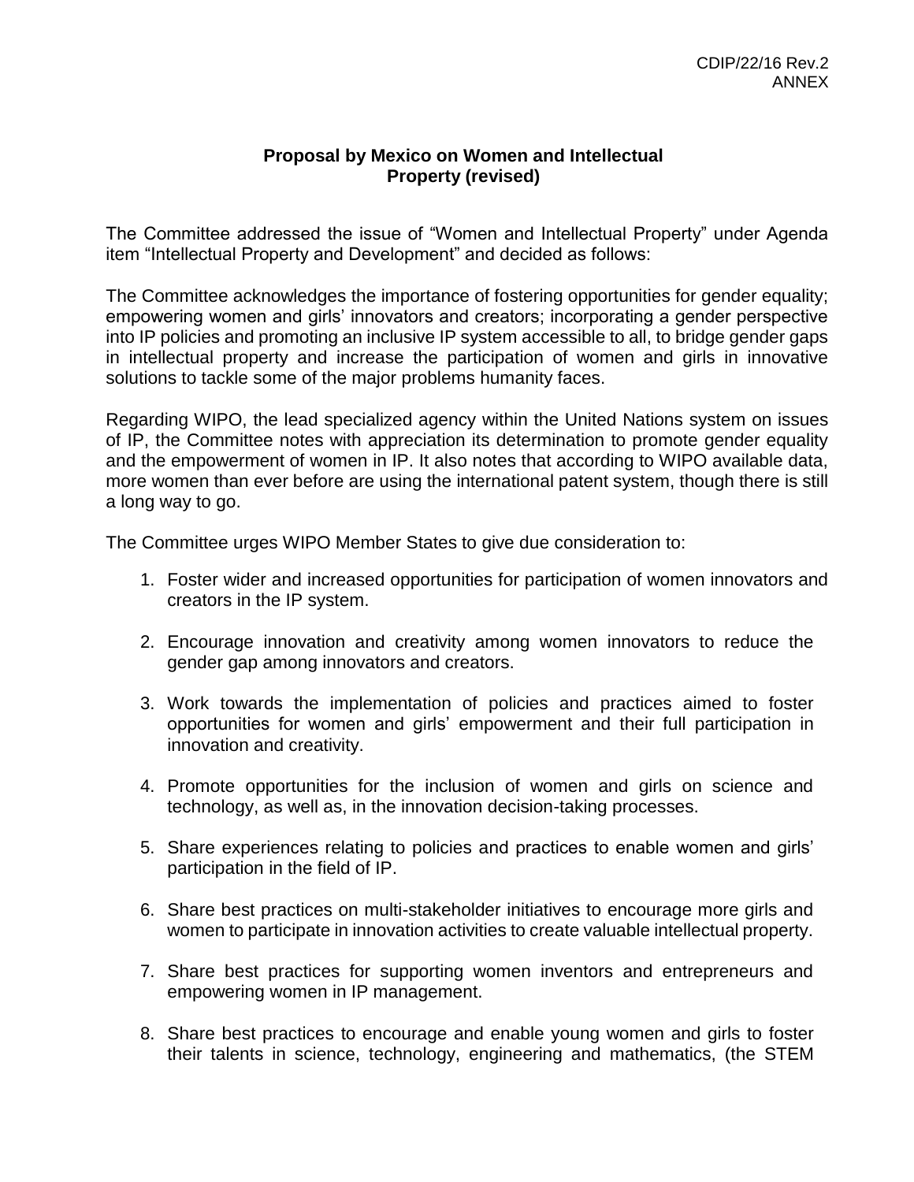**Proposal by Mexico on Women and Intellectual Property (revised)**

The Committee addressed the issue of "Women and Intellectual Property" under Agenda item "Intellectual Property and Development" and decided as follows:

The Committee acknowledges the importance of fostering opportunities for gender equality; empowering women and girls' innovators and creators; incorporating a gender perspective into IP policies and promoting an inclusive IP system accessible to all, to bridge gender gaps in intellectual property and increase the participation of women and girls in innovative solutions to tackle some of the major problems humanity faces.

Regarding WIPO, the lead specialized agency within the United Nations system on issues of IP, the Committee notes with appreciation its determination to promote gender equality and the empowerment of women in IP. It also notes that according to WIPO available data, more women than ever before are using the international patent system, though there is still a long way to go.

The Committee urges WIPO Member States to give due consideration to:

1. Foster wider and increased opportunities for participation of women innovators and creators in the IP system.

2. Encourage innovation and creativity among women innovators to reduce the gender gap among innovators and creators.

3. Work towards the implementation of policies and practices aimed to foster opportunities for women and girls' empowerment and their full participation in innovation and creativity.

4. Promote opportunities for the inclusion of women and girls on science and technology, as well as, in the innovation decision-taking processes.

5. Share experiences relating to policies and practices to enable women and girls' participation in the field of IP.

6. Share best practices on multi-stakeholder initiatives to encourage more girls and women to participate in innovation activities to create valuable intellectual property.

7. Share best practices for supporting women inventors and entrepreneurs and empowering women in IP management.

8. Share best practices to encourage and enable young women and girls to foster their talents in science, technology, engineering and mathematics, (the STEM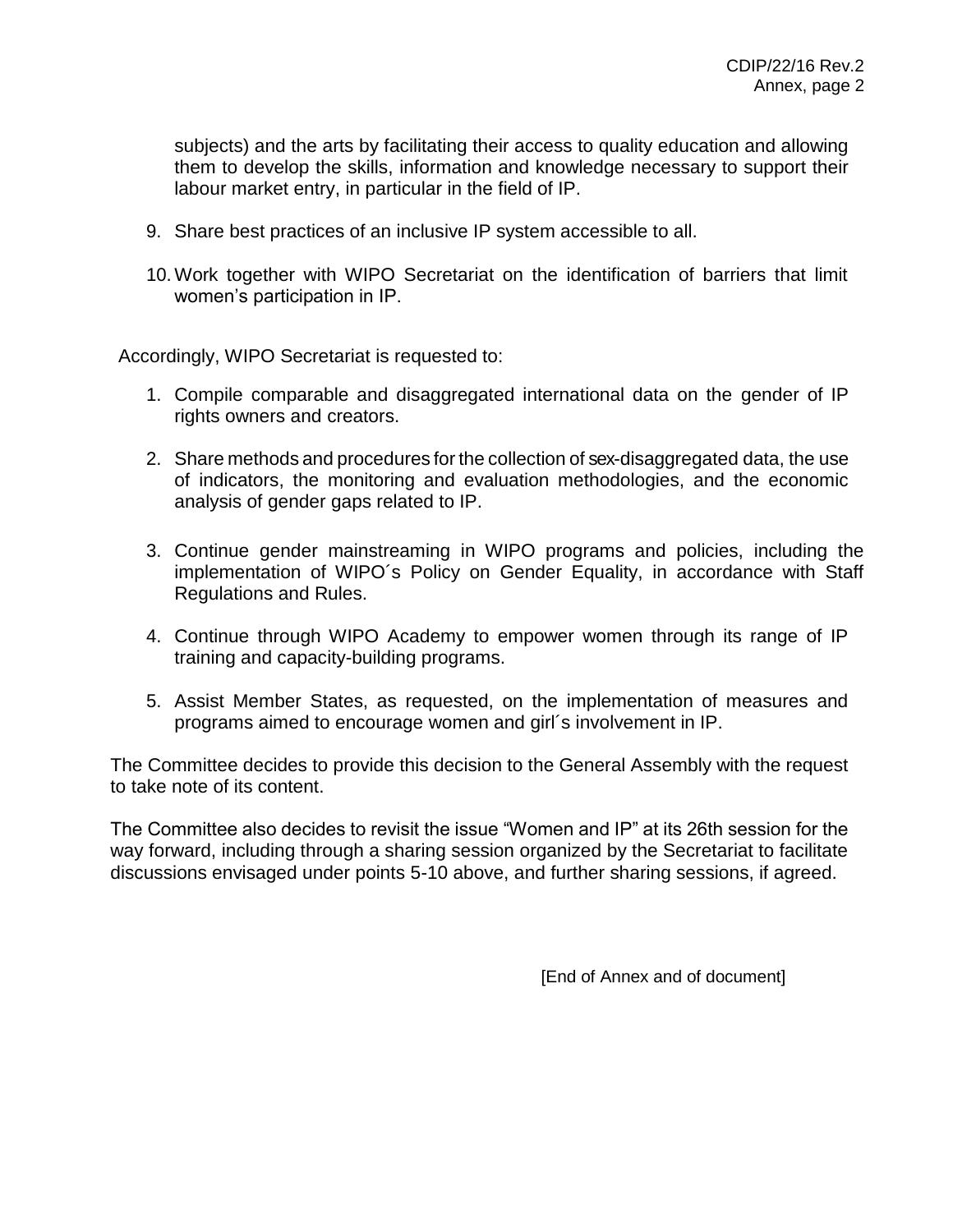subjects) and the arts by facilitating their access to quality education and allowing them to develop the skills, information and knowledge necessary to support their labour market entry, in particular in the field of IP.

9. Share best practices of an inclusive IP system accessible to all.

10. Work together with WIPO Secretariat on the identification of barriers that limit women's participation in IP.

Accordingly, WIPO Secretariat is requested to:

1. Compile comparable and disaggregated international data on the gender of IP rights owners and creators.

2. Share methods and procedures for the collection of sex-disaggregated data, the use of indicators, the monitoring and evaluation methodologies, and the economic analysis of gender gaps related to IP.

3. Continue gender mainstreaming in WIPO programs and policies, including the implementation of WIPO´s Policy on Gender Equality, in accordance with Staff Regulations and Rules.

4. Continue through WIPO Academy to empower women through its range of IP training and capacity-building programs.

5. Assist Member States, as requested, on the implementation of measures and programs aimed to encourage women and girl´s involvement in IP.

The Committee decides to provide this decision to the General Assembly with the request to take note of its content.

The Committee also decides to revisit the issue "Women and IP" at its 26th session for the way forward, including through a sharing session organized by the Secretariat to facilitate discussions envisaged under points 5-10 above, and further sharing sessions, if agreed.

[End of Annex and of document]